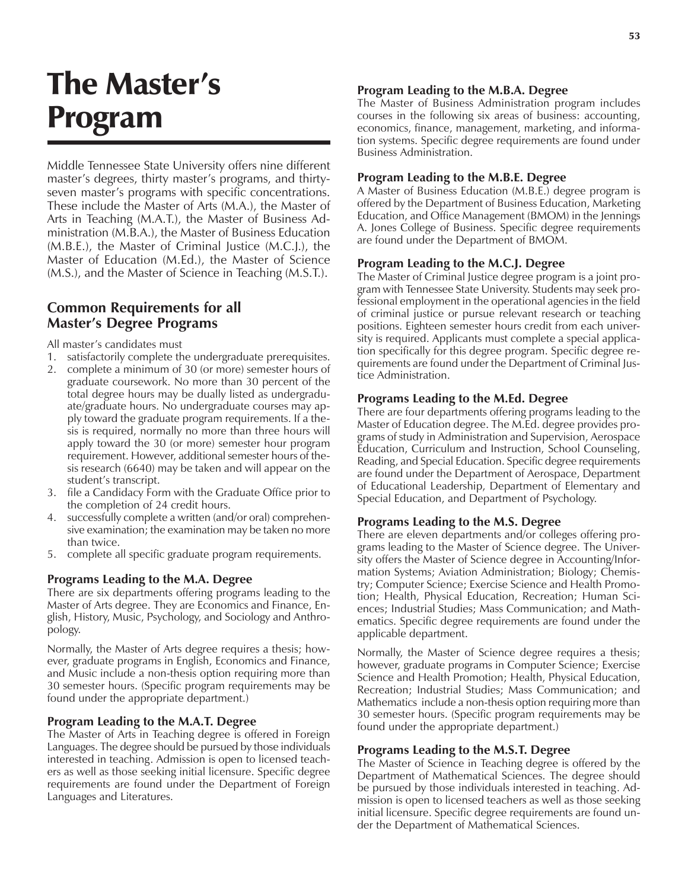# The Master's Program

Middle Tennessee State University offers nine different master's degrees, thirty master's programs, and thirty-seven master's programs with specific concentrations. These include the Master of Arts (M.A.), the Master of Arts in Teaching (M.A.T.), the Master of Business Administration (M.B.A.), the Master of Business Education (M.B.E.), the Master of Criminal Justice (M.C.J.), the Master of Education (M.Ed.), the Master of Science (M.S.), and the Master of Science in Teaching (M.S.T.).

## Common Requirements for all Master's Degree Programs

All master's candidates must

1. satisfactorily complete the undergraduate prerequisites.
2. complete a minimum of 30 (or more) semester hours of graduate coursework. No more than 30 percent of the total degree hours may be dually listed as undergraduate/graduate hours. No undergraduate courses may apply toward the graduate program requirements. If a thesis is required, normally no more than three hours will apply toward the 30 (or more) semester hour program requirement. However, additional semester hours of thesis research (6640) may be taken and will appear on the student's transcript.
3. file a Candidacy Form with the Graduate Office prior to the completion of 24 credit hours.
4. successfully complete a written (and/or oral) comprehensive examination; the examination may be taken no more than twice.
5. complete all specific graduate program requirements.

### Programs Leading to the M.A. Degree

There are six departments offering programs leading to the Master of Arts degree. They are Economics and Finance, English, History, Music, Psychology, and Sociology and Anthropology.

Normally, the Master of Arts degree requires a thesis; however, graduate programs in English, Economics and Finance, and Music include a non-thesis option requiring more than 30 semester hours. (Specific program requirements may be found under the appropriate department.)

### Program Leading to the M.A.T. Degree

The Master of Arts in Teaching degree is offered in Foreign Languages. The degree should be pursued by those individuals interested in teaching. Admission is open to licensed teachers as well as those seeking initial licensure. Specific degree requirements are found under the Department of Foreign Languages and Literatures.

### Program Leading to the M.B.A. Degree

The Master of Business Administration program includes courses in the following six areas of business: accounting, economics, finance, management, marketing, and information systems. Specific degree requirements are found under Business Administration.

### Program Leading to the M.B.E. Degree

A Master of Business Education (M.B.E.) degree program is offered by the Department of Business Education, Marketing Education, and Office Management (BMOM) in the Jennings A. Jones College of Business. Specific degree requirements are found under the Department of BMOM.

### Program Leading to the M.C.J. Degree

The Master of Criminal Justice degree program is a joint program with Tennessee State University. Students may seek professional employment in the operational agencies in the field of criminal justice or pursue relevant research or teaching positions. Eighteen semester hours credit from each university is required. Applicants must complete a special application specifically for this degree program. Specific degree requirements are found under the Department of Criminal Justice Administration.

### Programs Leading to the M.Ed. Degree

There are four departments offering programs leading to the Master of Education degree. The M.Ed. degree provides programs of study in Administration and Supervision, Aerospace Education, Curriculum and Instruction, School Counseling, Reading, and Special Education. Specific degree requirements are found under the Department of Aerospace, Department of Educational Leadership, Department of Elementary and Special Education, and Department of Psychology.

### Programs Leading to the M.S. Degree

There are eleven departments and/or colleges offering programs leading to the Master of Science degree. The University offers the Master of Science degree in Accounting/Information Systems; Aviation Administration; Biology; Chemistry; Computer Science; Exercise Science and Health Promotion; Health, Physical Education, Recreation; Human Sciences; Industrial Studies; Mass Communication; and Mathematics. Specific degree requirements are found under the applicable department.

Normally, the Master of Science degree requires a thesis; however, graduate programs in Computer Science; Exercise Science and Health Promotion; Health, Physical Education, Recreation; Industrial Studies; Mass Communication; and Mathematics include a non-thesis option requiring more than 30 semester hours. (Specific program requirements may be found under the appropriate department.)

### Programs Leading to the M.S.T. Degree

The Master of Science in Teaching degree is offered by the Department of Mathematical Sciences. The degree should be pursued by those individuals interested in teaching. Admission is open to licensed teachers as well as those seeking initial licensure. Specific degree requirements are found under the Department of Mathematical Sciences.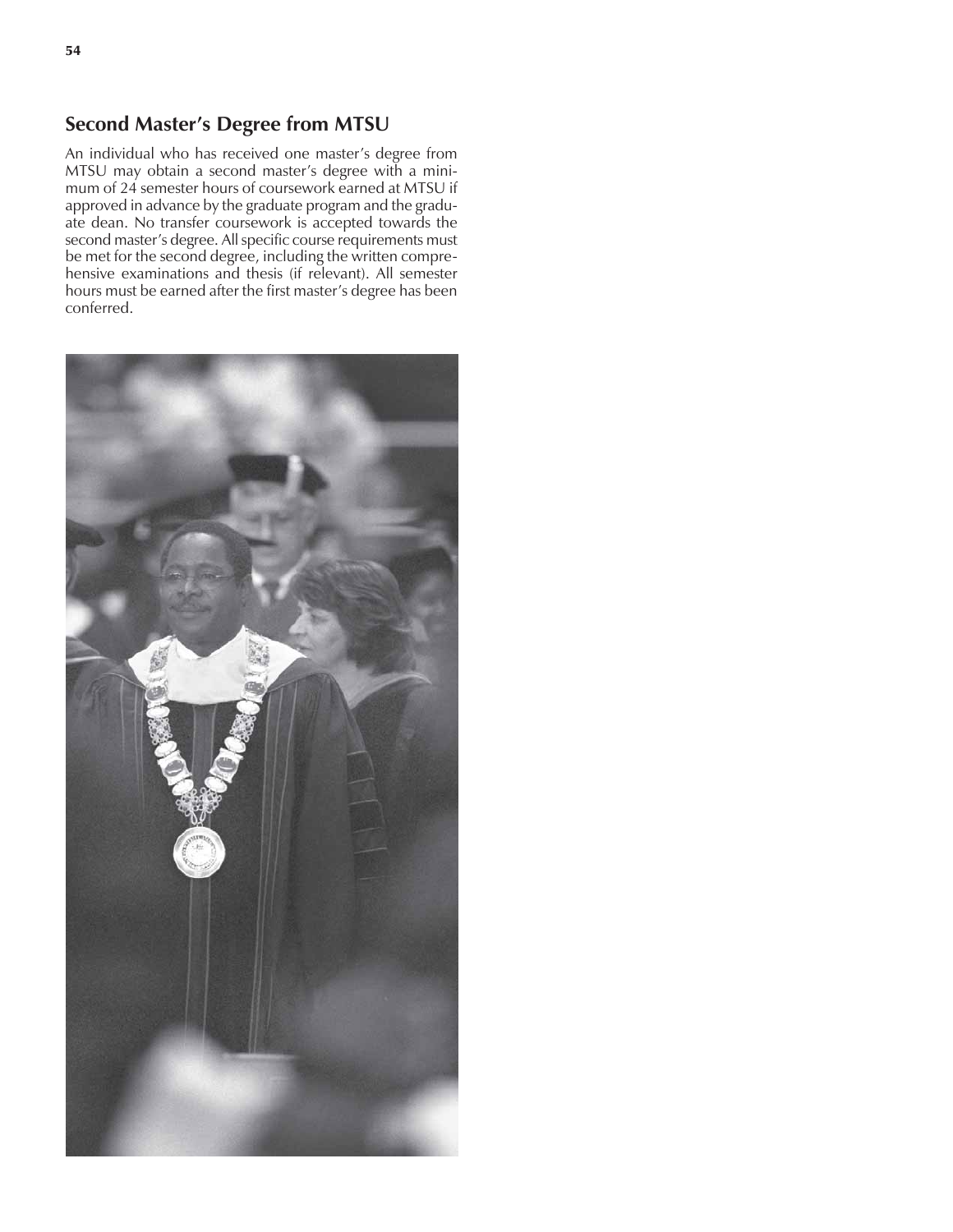## Second Master's Degree from MTSU

An individual who has received one master's degree from MTSU may obtain a second master's degree with a minimum of 24 semester hours of coursework earned at MTSU if approved in advance by the graduate program and the graduate dean. No transfer coursework is accepted towards the second master's degree. All specific course requirements must be met for the second degree, including the written comprehensive examinations and thesis (if relevant). All semester hours must be earned after the first master's degree has been conferred.